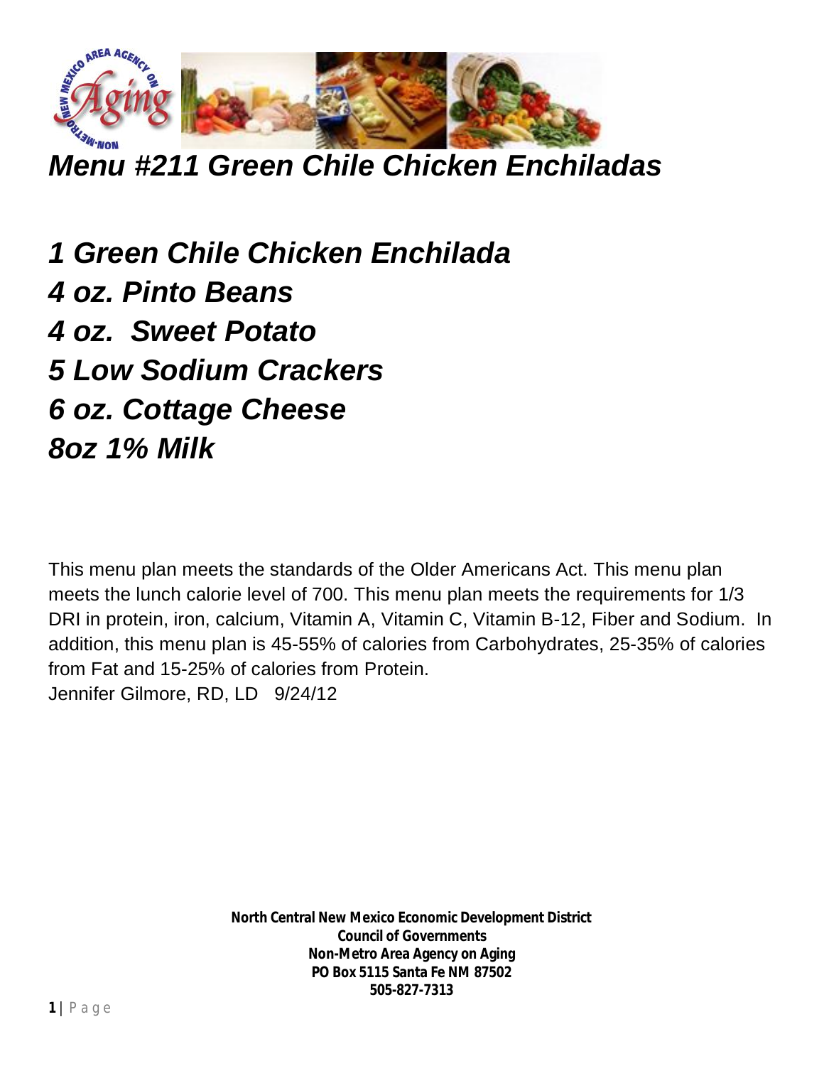# *Menu #211 Green Chile Chicken Enchiladas*

***1 Green Chile Chicken Enchilada***
***4 oz. Pinto Beans***
***4 oz. Sweet Potato***
***5 Low Sodium Crackers***
***6 oz. Cottage Cheese***
***8oz 1% Milk***

This menu plan meets the standards of the Older Americans Act. This menu plan meets the lunch calorie level of 700. This menu plan meets the requirements for 1/3 DRI in protein, iron, calcium, Vitamin A, Vitamin C, Vitamin B-12, Fiber and Sodium. In addition, this menu plan is 45-55% of calories from Carbohydrates, 25-35% of calories from Fat and 15-25% of calories from Protein.
Jennifer Gilmore, RD, LD 9/24/12

**North Central New Mexico Economic Development District**
**Council of Governments**
**Non-Metro Area Agency on Aging**
**PO Box 5115 Santa Fe NM 87502**
**505-827-7313**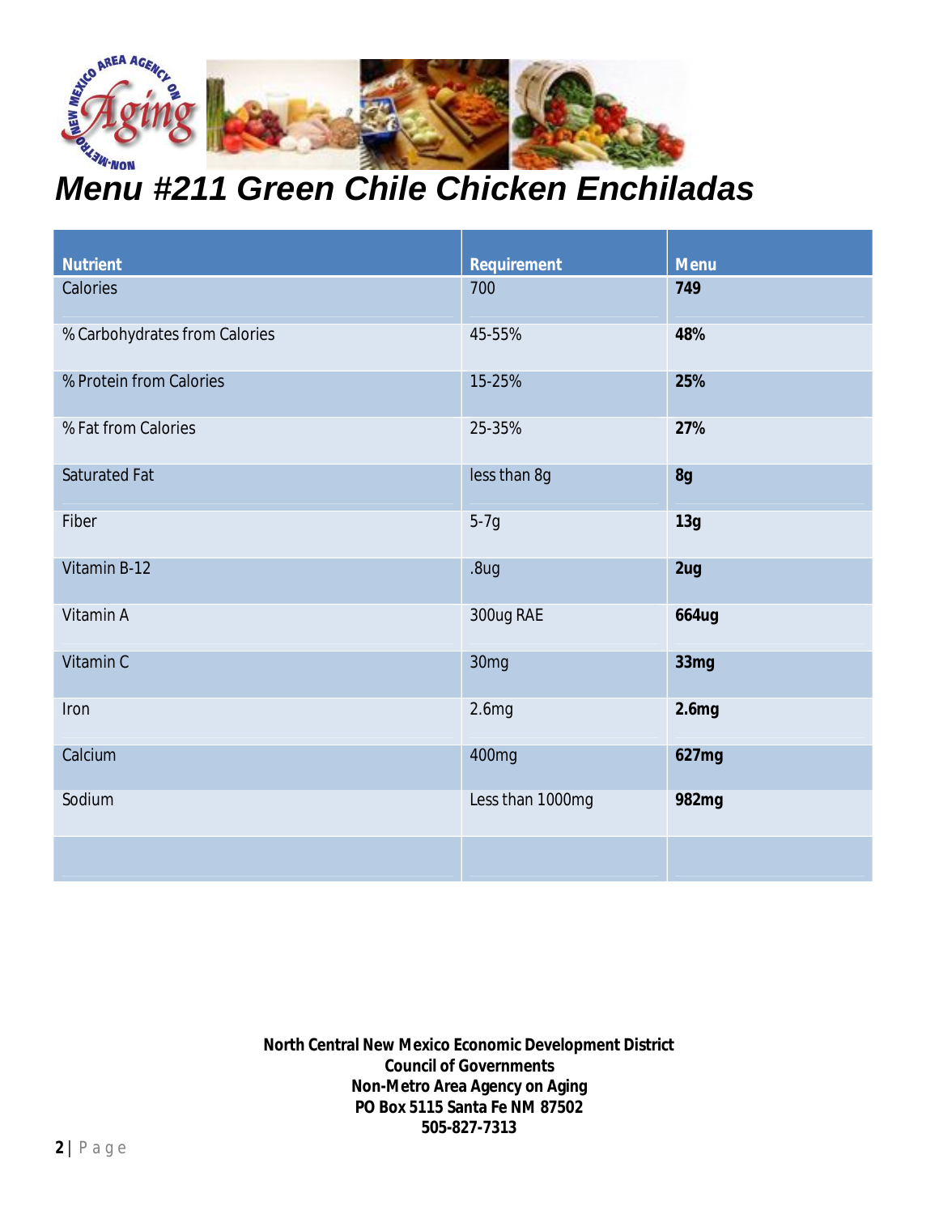# Menu #211 Green Chile Chicken Enchiladas

| Nutrient | Requirement | Menu |
|---|---|---|
| Calories | 700 | **749** |
| % Carbohydrates from Calories | 45-55% | **48%** |
| % Protein from Calories | 15-25% | **25%** |
| % Fat from Calories | 25-35% | **27%** |
| Saturated Fat | less than 8g | **8g** |
| Fiber | 5-7g | **13g** |
| Vitamin B-12 | .8ug | **2ug** |
| Vitamin A | 300ug RAE | **664ug** |
| Vitamin C | 30mg | **33mg** |
| Iron | 2.6mg | **2.6mg** |
| Calcium | 400mg | **627mg** |
| Sodium | Less than 1000mg | **982mg** |
| | | |

**North Central New Mexico Economic Development District**
**Council of Governments**
**Non-Metro Area Agency on Aging**
**PO Box 5115 Santa Fe NM 87502**
**505-827-7313**